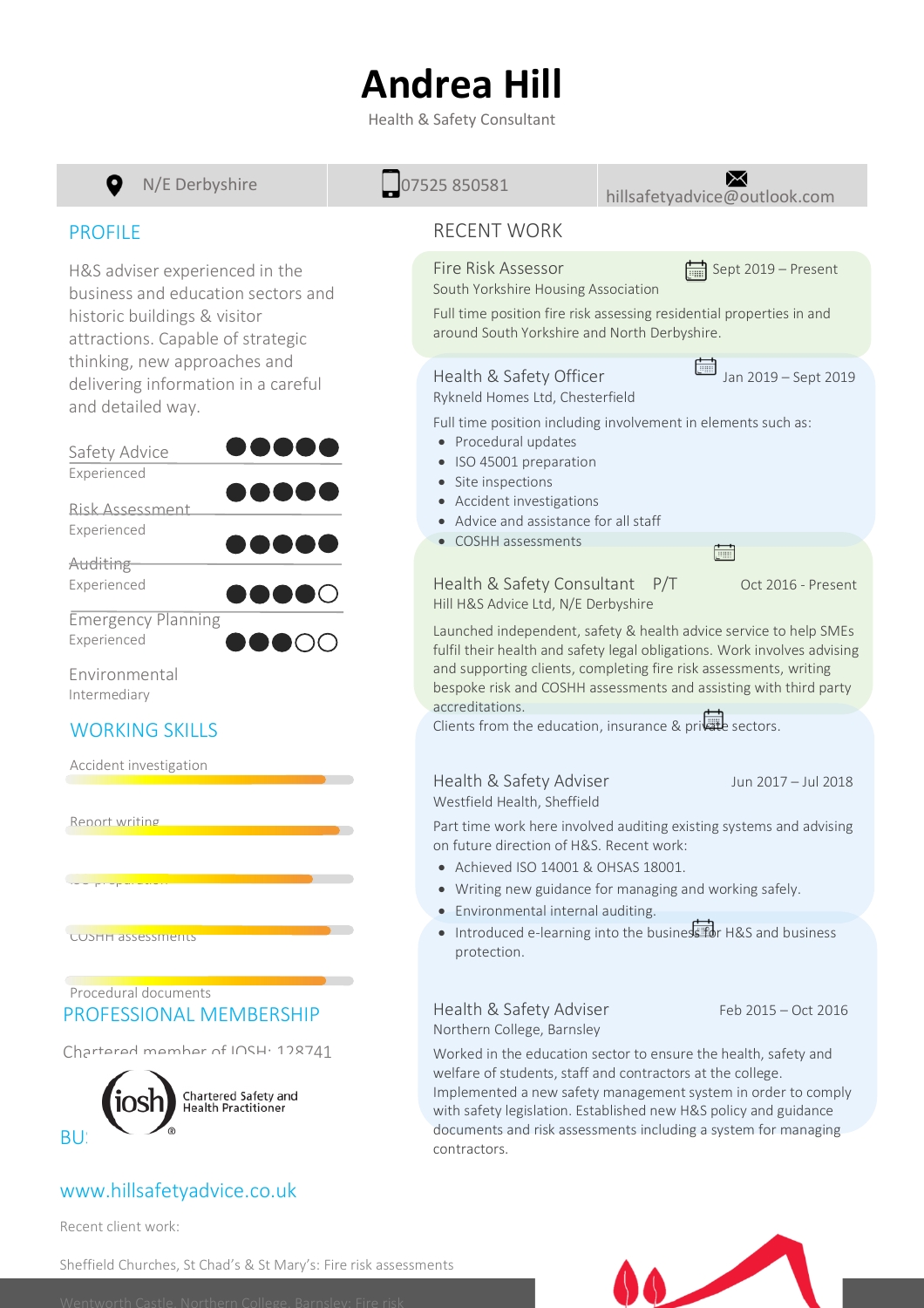# Andrea Hill

Health & Safety Consultant

N/E Derbyshire | 07525 850581 | hillsafetyadvice@outlook.com

## PROFILE

H&S adviser experienced in the business and education sectors and historic buildings & visitor attractions. Capable of strategic thinking, new approaches and delivering information in a careful and detailed way.

- Safety Advice — Experienced ●●●●●
- Risk Assessment — Experienced ●●●●●
- Auditing — Experienced ●●●●●
- Emergency Planning — Experienced ●●●●○
- Environmental — Intermediary ●●●○○

## WORKING SKILLS

- Accident investigation
- Report writing
- ISO preparation
- COSHH assessments
- Procedural documents

## PROFESSIONAL MEMBERSHIP

Chartered member of IOSH: 128741

iosh — Chartered Safety and Health Practitioner

## BU

www.hillsafetyadvice.co.uk

Recent client work:

Sheffield Churches, St Chad's & St Mary's: Fire risk assessments

Wentworth Castle, Northern College, Barnsley: Fire risk

## RECENT WORK

### Fire Risk Assessor — Sept 2019 – Present

South Yorkshire Housing Association

Full time position fire risk assessing residential properties in and around South Yorkshire and North Derbyshire.

### Health & Safety Officer — Jan 2019 – Sept 2019

Rykneld Homes Ltd, Chesterfield

Full time position including involvement in elements such as:

- Procedural updates
- ISO 45001 preparation
- Site inspections
- Accident investigations
- Advice and assistance for all staff
- COSHH assessments

### Health & Safety Consultant P/T — Oct 2016 - Present

Hill H&S Advice Ltd, N/E Derbyshire

Launched independent, safety & health advice service to help SMEs fulfil their health and safety legal obligations. Work involves advising and supporting clients, completing fire risk assessments, writing bespoke risk and COSHH assessments and assisting with third party accreditations.

Clients from the education, insurance & private sectors.

### Health & Safety Adviser — Jun 2017 – Jul 2018

Westfield Health, Sheffield

Part time work here involved auditing existing systems and advising on future direction of H&S. Recent work:

- Achieved ISO 14001 & OHSAS 18001.
- Writing new guidance for managing and working safely.
- Environmental internal auditing.
- Introduced e-learning into the business for H&S and business protection.

### Health & Safety Adviser — Feb 2015 – Oct 2016

Northern College, Barnsley

Worked in the education sector to ensure the health, safety and welfare of students, staff and contractors at the college. Implemented a new safety management system in order to comply with safety legislation. Established new H&S policy and guidance documents and risk assessments including a system for managing contractors.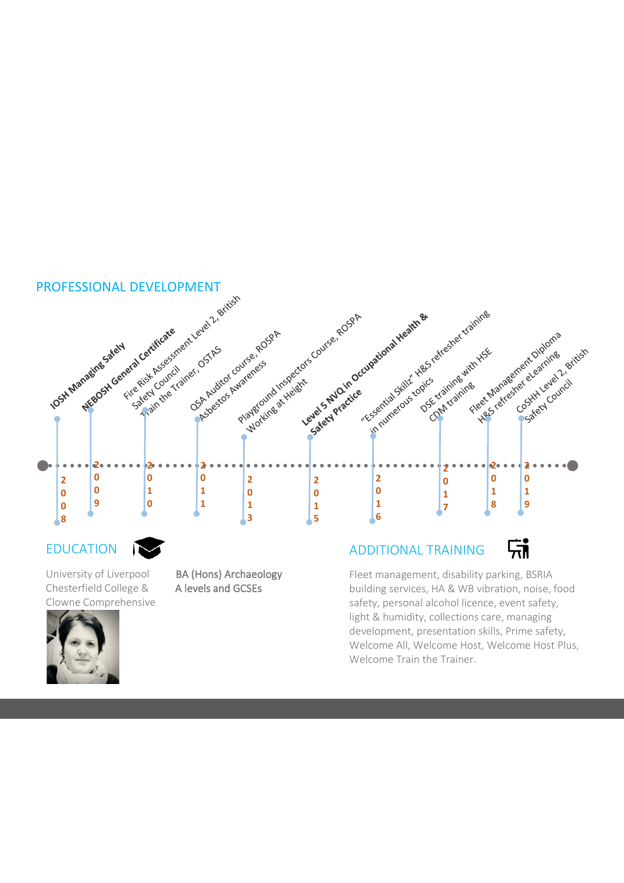## PROFESSIONAL DEVELOPMENT

2008 — **IOSH Managing Safely**

2009 — **NEBOSH General Certificate**

2010 — Fire Risk Assessment Level 2, British Safety Council; Train the Trainer, OSTAS

2011 — QSA Auditor course, ROSPA; Asbestos Awareness

2013 — Playground Inspectors Course, ROSPA; Working at Height

2015 — **Level 5 NVQ in Occupational Health & Safety Practice**

2016 — "Essential Skillz" H&S refresher training in numerous topics

2017 — DSE training with HSE; CDM training

2018 — Fleet Management Diploma; H&S refresher eLearning

2019 — CoSHH Level 2, British Safety Council

## EDUCATION

University of Liverpool — BA (Hons) Archaeology

Chesterfield College & Clowne Comprehensive — A levels and GCSEs

## ADDITIONAL TRAINING

Fleet management, disability parking, BSRIA building services, HA & WB vibration, noise, food safety, personal alcohol licence, event safety, light & humidity, collections care, managing development, presentation skills, Prime safety, Welcome All, Welcome Host, Welcome Host Plus, Welcome Train the Trainer.